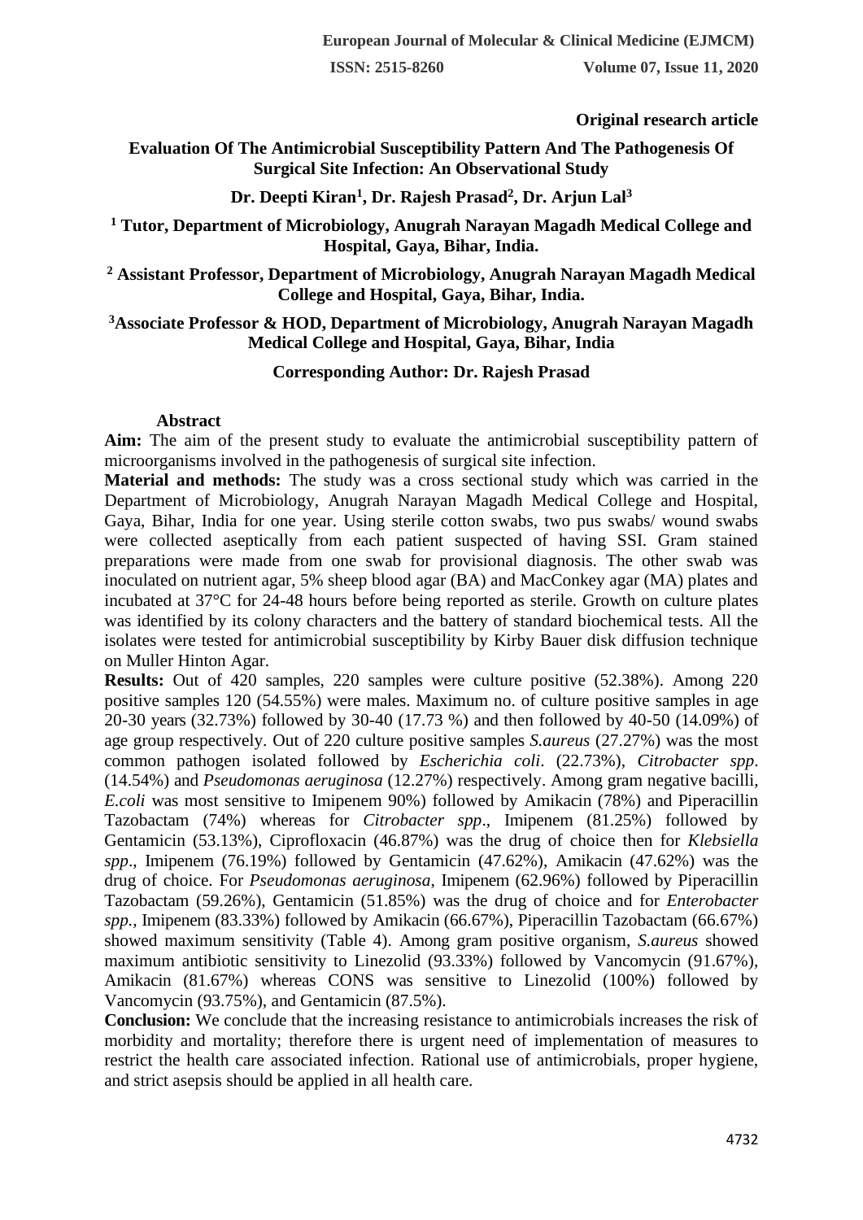**Original research article**

# Evaluation Of The Antimicrobial Susceptibility Pattern And The Pathogenesis Of Surgical Site Infection: An Observational Study

**Dr. Deepti Kiran[1], Dr. Rajesh Prasad[2], Dr. Arjun Lal[3]**

**[1] Tutor, Department of Microbiology, Anugrah Narayan Magadh Medical College and Hospital, Gaya, Bihar, India.**

**[2] Assistant Professor, Department of Microbiology, Anugrah Narayan Magadh Medical College and Hospital, Gaya, Bihar, India.**

**[3]Associate Professor & HOD, Department of Microbiology, Anugrah Narayan Magadh Medical College and Hospital, Gaya, Bihar, India**

**Corresponding Author: Dr. Rajesh Prasad**

## Abstract

**Aim:** The aim of the present study to evaluate the antimicrobial susceptibility pattern of microorganisms involved in the pathogenesis of surgical site infection.

**Material and methods:** The study was a cross sectional study which was carried in the Department of Microbiology, Anugrah Narayan Magadh Medical College and Hospital, Gaya, Bihar, India for one year. Using sterile cotton swabs, two pus swabs/ wound swabs were collected aseptically from each patient suspected of having SSI. Gram stained preparations were made from one swab for provisional diagnosis. The other swab was inoculated on nutrient agar, 5% sheep blood agar (BA) and MacConkey agar (MA) plates and incubated at 37°C for 24-48 hours before being reported as sterile. Growth on culture plates was identified by its colony characters and the battery of standard biochemical tests. All the isolates were tested for antimicrobial susceptibility by Kirby Bauer disk diffusion technique on Muller Hinton Agar.

**Results:** Out of 420 samples, 220 samples were culture positive (52.38%). Among 220 positive samples 120 (54.55%) were males. Maximum no. of culture positive samples in age 20-30 years (32.73%) followed by 30-40 (17.73 %) and then followed by 40-50 (14.09%) of age group respectively. Out of 220 culture positive samples *S.aureus* (27.27%) was the most common pathogen isolated followed by *Escherichia coli*. (22.73%), *Citrobacter spp*. (14.54%) and *Pseudomonas aeruginosa* (12.27%) respectively. Among gram negative bacilli, *E.coli* was most sensitive to Imipenem 90%) followed by Amikacin (78%) and Piperacillin Tazobactam (74%) whereas for *Citrobacter spp*., Imipenem (81.25%) followed by Gentamicin (53.13%), Ciprofloxacin (46.87%) was the drug of choice then for *Klebsiella spp*., Imipenem (76.19%) followed by Gentamicin (47.62%), Amikacin (47.62%) was the drug of choice. For *Pseudomonas aeruginosa*, Imipenem (62.96%) followed by Piperacillin Tazobactam (59.26%), Gentamicin (51.85%) was the drug of choice and for *Enterobacter spp.*, Imipenem (83.33%) followed by Amikacin (66.67%), Piperacillin Tazobactam (66.67%) showed maximum sensitivity (Table 4). Among gram positive organism, *S.aureus* showed maximum antibiotic sensitivity to Linezolid (93.33%) followed by Vancomycin (91.67%), Amikacin (81.67%) whereas CONS was sensitive to Linezolid (100%) followed by Vancomycin (93.75%), and Gentamicin (87.5%).

**Conclusion:** We conclude that the increasing resistance to antimicrobials increases the risk of morbidity and mortality; therefore there is urgent need of implementation of measures to restrict the health care associated infection. Rational use of antimicrobials, proper hygiene, and strict asepsis should be applied in all health care.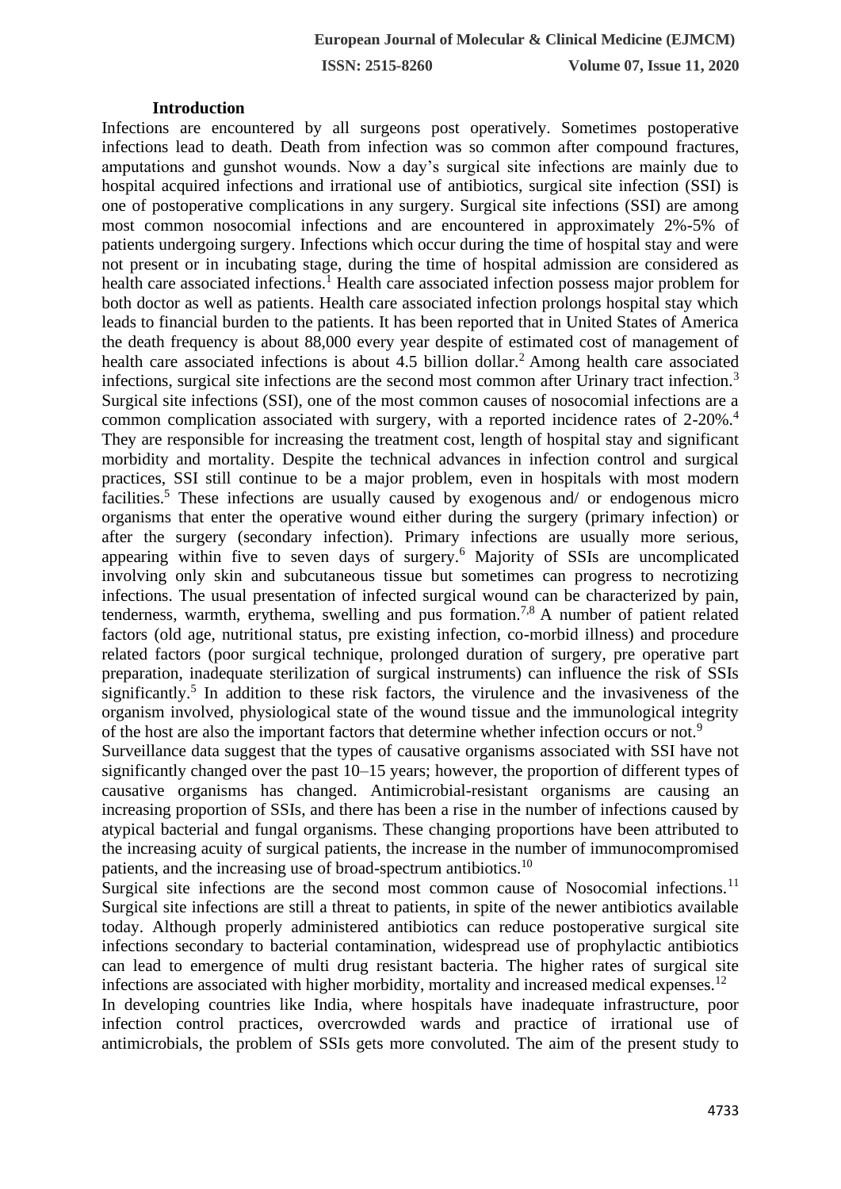## Introduction

Infections are encountered by all surgeons post operatively. Sometimes postoperative infections lead to death. Death from infection was so common after compound fractures, amputations and gunshot wounds. Now a day's surgical site infections are mainly due to hospital acquired infections and irrational use of antibiotics, surgical site infection (SSI) is one of postoperative complications in any surgery. Surgical site infections (SSI) are among most common nosocomial infections and are encountered in approximately 2%-5% of patients undergoing surgery. Infections which occur during the time of hospital stay and were not present or in incubating stage, during the time of hospital admission are considered as health care associated infections.[1] Health care associated infection possess major problem for both doctor as well as patients. Health care associated infection prolongs hospital stay which leads to financial burden to the patients. It has been reported that in United States of America the death frequency is about 88,000 every year despite of estimated cost of management of health care associated infections is about 4.5 billion dollar.[2] Among health care associated infections, surgical site infections are the second most common after Urinary tract infection.[3] Surgical site infections (SSI), one of the most common causes of nosocomial infections are a common complication associated with surgery, with a reported incidence rates of 2-20%.[4] They are responsible for increasing the treatment cost, length of hospital stay and significant morbidity and mortality. Despite the technical advances in infection control and surgical practices, SSI still continue to be a major problem, even in hospitals with most modern facilities.[5] These infections are usually caused by exogenous and/ or endogenous micro organisms that enter the operative wound either during the surgery (primary infection) or after the surgery (secondary infection). Primary infections are usually more serious, appearing within five to seven days of surgery.[6] Majority of SSIs are uncomplicated involving only skin and subcutaneous tissue but sometimes can progress to necrotizing infections. The usual presentation of infected surgical wound can be characterized by pain, tenderness, warmth, erythema, swelling and pus formation.[7,8] A number of patient related factors (old age, nutritional status, pre existing infection, co-morbid illness) and procedure related factors (poor surgical technique, prolonged duration of surgery, pre operative part preparation, inadequate sterilization of surgical instruments) can influence the risk of SSIs significantly.[5] In addition to these risk factors, the virulence and the invasiveness of the organism involved, physiological state of the wound tissue and the immunological integrity of the host are also the important factors that determine whether infection occurs or not.[9]

Surveillance data suggest that the types of causative organisms associated with SSI have not significantly changed over the past 10–15 years; however, the proportion of different types of causative organisms has changed. Antimicrobial-resistant organisms are causing an increasing proportion of SSIs, and there has been a rise in the number of infections caused by atypical bacterial and fungal organisms. These changing proportions have been attributed to the increasing acuity of surgical patients, the increase in the number of immunocompromised patients, and the increasing use of broad-spectrum antibiotics.[10]

Surgical site infections are the second most common cause of Nosocomial infections.[11] Surgical site infections are still a threat to patients, in spite of the newer antibiotics available today. Although properly administered antibiotics can reduce postoperative surgical site infections secondary to bacterial contamination, widespread use of prophylactic antibiotics can lead to emergence of multi drug resistant bacteria. The higher rates of surgical site infections are associated with higher morbidity, mortality and increased medical expenses.[12]

In developing countries like India, where hospitals have inadequate infrastructure, poor infection control practices, overcrowded wards and practice of irrational use of antimicrobials, the problem of SSIs gets more convoluted. The aim of the present study to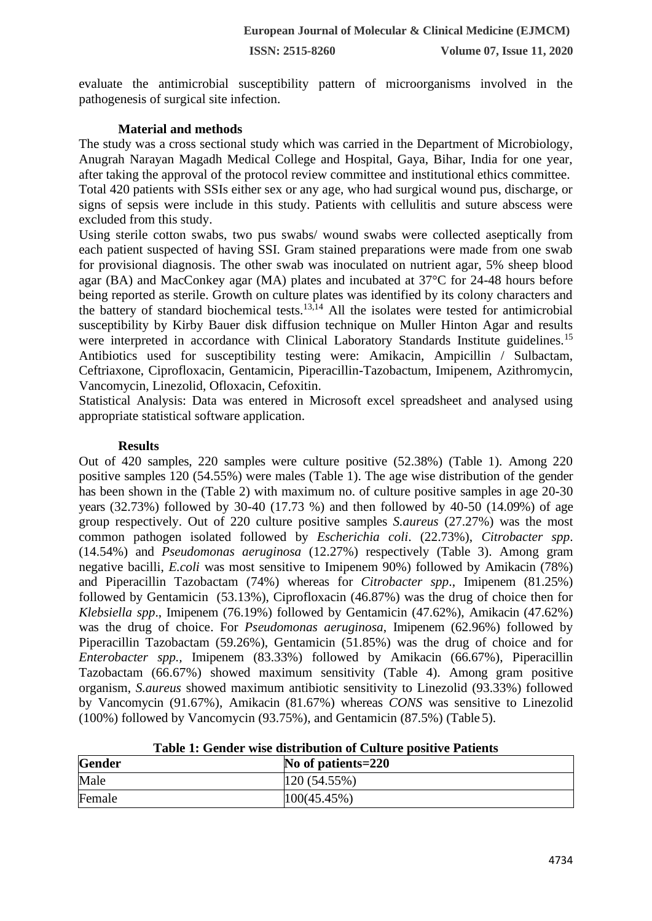evaluate the antimicrobial susceptibility pattern of microorganisms involved in the pathogenesis of surgical site infection.

## Material and methods

The study was a cross sectional study which was carried in the Department of Microbiology, Anugrah Narayan Magadh Medical College and Hospital, Gaya, Bihar, India for one year, after taking the approval of the protocol review committee and institutional ethics committee. Total 420 patients with SSIs either sex or any age, who had surgical wound pus, discharge, or signs of sepsis were include in this study. Patients with cellulitis and suture abscess were excluded from this study.

Using sterile cotton swabs, two pus swabs/ wound swabs were collected aseptically from each patient suspected of having SSI. Gram stained preparations were made from one swab for provisional diagnosis. The other swab was inoculated on nutrient agar, 5% sheep blood agar (BA) and MacConkey agar (MA) plates and incubated at 37°C for 24-48 hours before being reported as sterile. Growth on culture plates was identified by its colony characters and the battery of standard biochemical tests.[13,14] All the isolates were tested for antimicrobial susceptibility by Kirby Bauer disk diffusion technique on Muller Hinton Agar and results were interpreted in accordance with Clinical Laboratory Standards Institute guidelines.[15] Antibiotics used for susceptibility testing were: Amikacin, Ampicillin / Sulbactam, Ceftriaxone, Ciprofloxacin, Gentamicin, Piperacillin-Tazobactum, Imipenem, Azithromycin, Vancomycin, Linezolid, Ofloxacin, Cefoxitin.

Statistical Analysis: Data was entered in Microsoft excel spreadsheet and analysed using appropriate statistical software application.

## Results

Out of 420 samples, 220 samples were culture positive (52.38%) (Table 1). Among 220 positive samples 120 (54.55%) were males (Table 1). The age wise distribution of the gender has been shown in the (Table 2) with maximum no. of culture positive samples in age 20-30 years (32.73%) followed by 30-40 (17.73 %) and then followed by 40-50 (14.09%) of age group respectively. Out of 220 culture positive samples *S.aureus* (27.27%) was the most common pathogen isolated followed by *Escherichia coli*. (22.73%), *Citrobacter spp*. (14.54%) and *Pseudomonas aeruginosa* (12.27%) respectively (Table 3). Among gram negative bacilli, *E.coli* was most sensitive to Imipenem 90%) followed by Amikacin (78%) and Piperacillin Tazobactam (74%) whereas for *Citrobacter spp*., Imipenem (81.25%) followed by Gentamicin (53.13%), Ciprofloxacin (46.87%) was the drug of choice then for *Klebsiella spp*., Imipenem (76.19%) followed by Gentamicin (47.62%), Amikacin (47.62%) was the drug of choice. For *Pseudomonas aeruginosa*, Imipenem (62.96%) followed by Piperacillin Tazobactam (59.26%), Gentamicin (51.85%) was the drug of choice and for *Enterobacter spp.*, Imipenem (83.33%) followed by Amikacin (66.67%), Piperacillin Tazobactam (66.67%) showed maximum sensitivity (Table 4). Among gram positive organism, *S.aureus* showed maximum antibiotic sensitivity to Linezolid (93.33%) followed by Vancomycin (91.67%), Amikacin (81.67%) whereas *CONS* was sensitive to Linezolid (100%) followed by Vancomycin (93.75%), and Gentamicin (87.5%) (Table 5).

**Table 1: Gender wise distribution of Culture positive Patients**

| Gender | No of patients=220 |
|---|---|
| Male | 120 (54.55%) |
| Female | 100(45.45%) |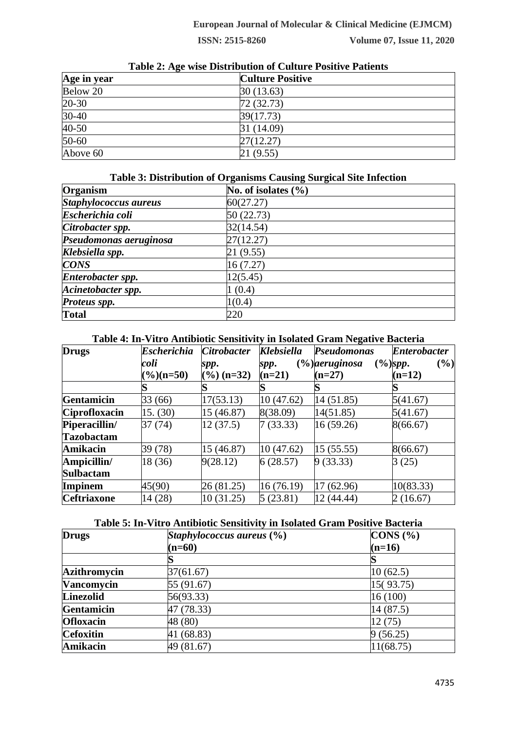**Table 2: Age wise Distribution of Culture Positive Patients**

| Age in year | Culture Positive |
|---|---|
| Below 20 | 30 (13.63) |
| 20-30 | 72 (32.73) |
| 30-40 | 39(17.73) |
| 40-50 | 31 (14.09) |
| 50-60 | 27(12.27) |
| Above 60 | 21 (9.55) |

**Table 3: Distribution of Organisms Causing Surgical Site Infection**

| Organism | No. of isolates (%) |
|---|---|
| ***Staphylococcus aureus*** | 60(27.27) |
| ***Escherichia coli*** | 50 (22.73) |
| ***Citrobacter spp.*** | 32(14.54) |
| ***Pseudomonas aeruginosa*** | 27(12.27) |
| ***Klebsiella spp.*** | 21 (9.55) |
| ***CONS*** | 16 (7.27) |
| ***Enterobacter spp.*** | 12(5.45) |
| ***Acinetobacter spp.*** | 1 (0.4) |
| ***Proteus spp.*** | 1(0.4) |
| **Total** | 220 |

**Table 4: In-Vitro Antibiotic Sensitivity in Isolated Gram Negative Bacteria**

| Drugs | *Escherichia coli* (%)(n=50) | *Citrobacter spp.* (%) (n=32) | *Klebsiella spp.* (%) (n=21) | *Pseudomonas aeruginosa* (%) (n=27) | *Enterobacter spp.* (%) (n=12) |
|---|---|---|---|---|---|
| | S | S | S | S | S |
| **Gentamicin** | 33 (66) | 17(53.13) | 10 (47.62) | 14 (51.85) | 5(41.67) |
| **Ciprofloxacin** | 15. (30) | 15 (46.87) | 8(38.09) | 14(51.85) | 5(41.67) |
| **Piperacillin/ Tazobactam** | 37 (74) | 12 (37.5) | 7 (33.33) | 16 (59.26) | 8(66.67) |
| **Amikacin** | 39 (78) | 15 (46.87) | 10 (47.62) | 15 (55.55) | 8(66.67) |
| **Ampicillin/ Sulbactam** | 18 (36) | 9(28.12) | 6 (28.57) | 9 (33.33) | 3 (25) |
| **Impinem** | 45(90) | 26 (81.25) | 16 (76.19) | 17 (62.96) | 10(83.33) |
| **Ceftriaxone** | 14 (28) | 10 (31.25) | 5 (23.81) | 12 (44.44) | 2 (16.67) |

**Table 5: In-Vitro Antibiotic Sensitivity in Isolated Gram Positive Bacteria**

| Drugs | *Staphylococcus aureus* (%) (n=60) | CONS (%) (n=16) |
|---|---|---|
| | S | S |
| **Azithromycin** | 37(61.67) | 10 (62.5) |
| **Vancomycin** | 55 (91.67) | 15( 93.75) |
| **Linezolid** | 56(93.33) | 16 (100) |
| **Gentamicin** | 47 (78.33) | 14 (87.5) |
| **Ofloxacin** | 48 (80) | 12 (75) |
| **Cefoxitin** | 41 (68.83) | 9 (56.25) |
| **Amikacin** | 49 (81.67) | 11(68.75) |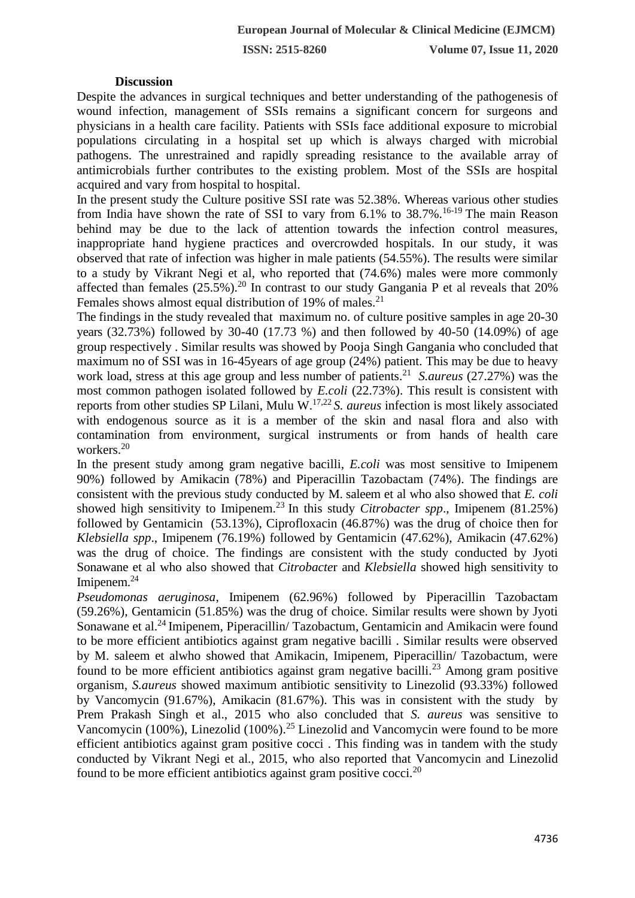### Discussion

Despite the advances in surgical techniques and better understanding of the pathogenesis of wound infection, management of SSIs remains a significant concern for surgeons and physicians in a health care facility. Patients with SSIs face additional exposure to microbial populations circulating in a hospital set up which is always charged with microbial pathogens. The unrestrained and rapidly spreading resistance to the available array of antimicrobials further contributes to the existing problem. Most of the SSIs are hospital acquired and vary from hospital to hospital.

In the present study the Culture positive SSI rate was 52.38%. Whereas various other studies from India have shown the rate of SSI to vary from 6.1% to 38.7%.[16-19] The main Reason behind may be due to the lack of attention towards the infection control measures, inappropriate hand hygiene practices and overcrowded hospitals. In our study, it was observed that rate of infection was higher in male patients (54.55%). The results were similar to a study by Vikrant Negi et al, who reported that (74.6%) males were more commonly affected than females (25.5%).[20] In contrast to our study Gangania P et al reveals that 20% Females shows almost equal distribution of 19% of males.[21]

The findings in the study revealed that maximum no. of culture positive samples in age 20-30 years (32.73%) followed by 30-40 (17.73 %) and then followed by 40-50 (14.09%) of age group respectively . Similar results was showed by Pooja Singh Gangania who concluded that maximum no of SSI was in 16-45years of age group (24%) patient. This may be due to heavy work load, stress at this age group and less number of patients.[21] *S.aureus* (27.27%) was the most common pathogen isolated followed by *E.coli* (22.73%). This result is consistent with reports from other studies SP Lilani, Mulu W.[17,22] *S. aureus* infection is most likely associated with endogenous source as it is a member of the skin and nasal flora and also with contamination from environment, surgical instruments or from hands of health care workers.[20]

In the present study among gram negative bacilli, *E.coli* was most sensitive to Imipenem 90%) followed by Amikacin (78%) and Piperacillin Tazobactam (74%). The findings are consistent with the previous study conducted by M. saleem et al who also showed that *E. coli* showed high sensitivity to Imipenem.[23] In this study *Citrobacter spp*., Imipenem (81.25%) followed by Gentamicin (53.13%), Ciprofloxacin (46.87%) was the drug of choice then for *Klebsiella spp*., Imipenem (76.19%) followed by Gentamicin (47.62%), Amikacin (47.62%) was the drug of choice. The findings are consistent with the study conducted by Jyoti Sonawane et al who also showed that *Citrobacte*r and *Klebsiella* showed high sensitivity to Imipenem.[24]

*Pseudomonas aeruginosa*, Imipenem (62.96%) followed by Piperacillin Tazobactam (59.26%), Gentamicin (51.85%) was the drug of choice. Similar results were shown by Jyoti Sonawane et al.[24] Imipenem, Piperacillin/ Tazobactum, Gentamicin and Amikacin were found to be more efficient antibiotics against gram negative bacilli . Similar results were observed by M. saleem et alwho showed that Amikacin, Imipenem, Piperacillin/ Tazobactum, were found to be more efficient antibiotics against gram negative bacilli.[23] Among gram positive organism, *S.aureus* showed maximum antibiotic sensitivity to Linezolid (93.33%) followed by Vancomycin (91.67%), Amikacin (81.67%). This was in consistent with the study by Prem Prakash Singh et al., 2015 who also concluded that *S. aureus* was sensitive to Vancomycin (100%), Linezolid (100%).[25] Linezolid and Vancomycin were found to be more efficient antibiotics against gram positive cocci . This finding was in tandem with the study conducted by Vikrant Negi et al., 2015, who also reported that Vancomycin and Linezolid found to be more efficient antibiotics against gram positive cocci.[20]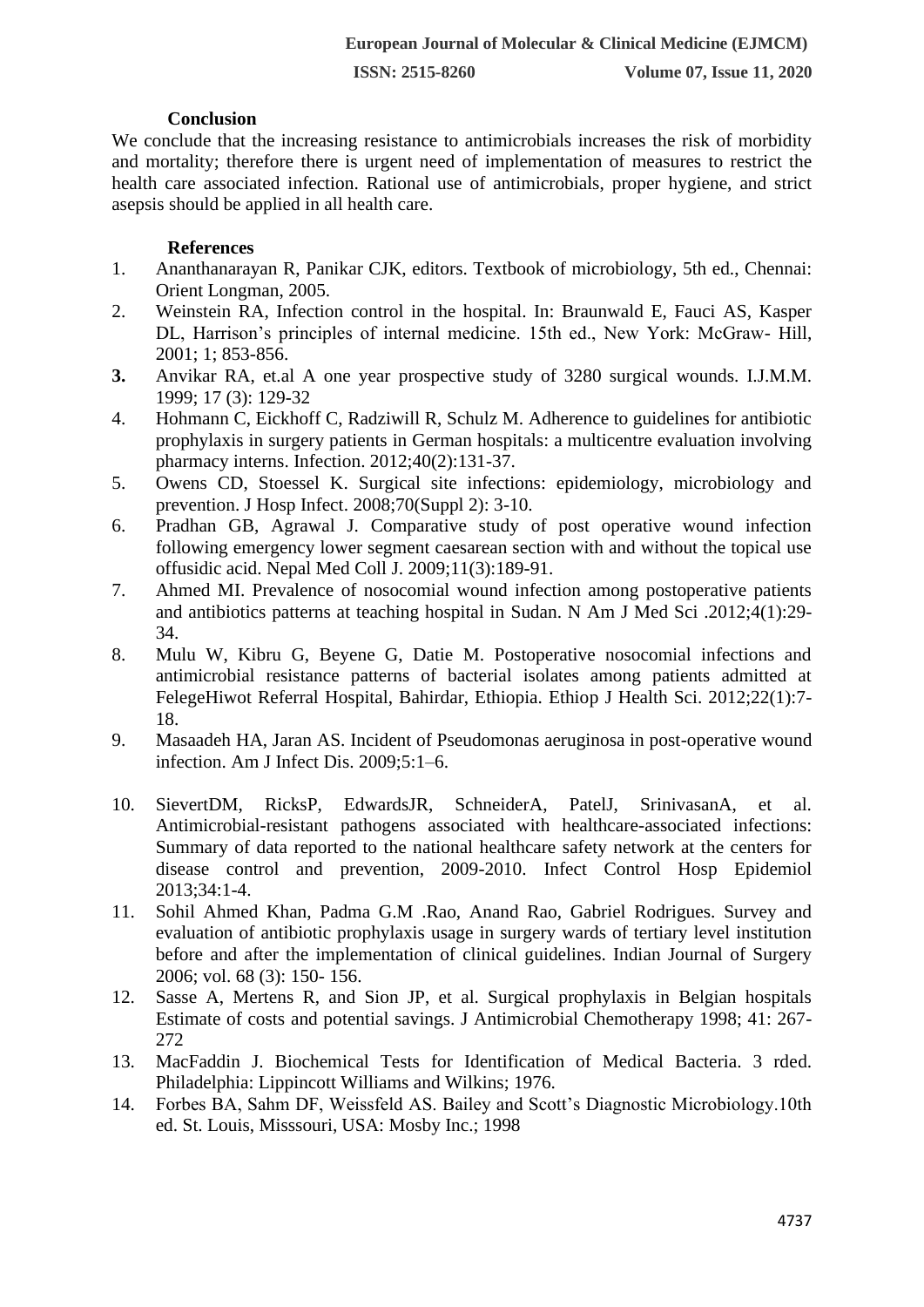## Conclusion

We conclude that the increasing resistance to antimicrobials increases the risk of morbidity and mortality; therefore there is urgent need of implementation of measures to restrict the health care associated infection. Rational use of antimicrobials, proper hygiene, and strict asepsis should be applied in all health care.

## References

1. Ananthanarayan R, Panikar CJK, editors. Textbook of microbiology, 5th ed., Chennai: Orient Longman, 2005.
2. Weinstein RA, Infection control in the hospital. In: Braunwald E, Fauci AS, Kasper DL, Harrison's principles of internal medicine. 15th ed., New York: McGraw- Hill, 2001; 1; 853-856.
3. Anvikar RA, et.al A one year prospective study of 3280 surgical wounds. I.J.M.M. 1999; 17 (3): 129-32
4. Hohmann C, Eickhoff C, Radziwill R, Schulz M. Adherence to guidelines for antibiotic prophylaxis in surgery patients in German hospitals: a multicentre evaluation involving pharmacy interns. Infection. 2012;40(2):131-37.
5. Owens CD, Stoessel K. Surgical site infections: epidemiology, microbiology and prevention. J Hosp Infect. 2008;70(Suppl 2): 3-10.
6. Pradhan GB, Agrawal J. Comparative study of post operative wound infection following emergency lower segment caesarean section with and without the topical use offusidic acid. Nepal Med Coll J. 2009;11(3):189-91.
7. Ahmed MI. Prevalence of nosocomial wound infection among postoperative patients and antibiotics patterns at teaching hospital in Sudan. N Am J Med Sci .2012;4(1):29-34.
8. Mulu W, Kibru G, Beyene G, Datie M. Postoperative nosocomial infections and antimicrobial resistance patterns of bacterial isolates among patients admitted at FelegeHiwot Referral Hospital, Bahirdar, Ethiopia. Ethiop J Health Sci. 2012;22(1):7-18.
9. Masaadeh HA, Jaran AS. Incident of Pseudomonas aeruginosa in post-operative wound infection. Am J Infect Dis. 2009;5:1–6.
10. SievertDM, RicksP, EdwardsJR, SchneiderA, PatelJ, SrinivasanA, et al. Antimicrobial-resistant pathogens associated with healthcare-associated infections: Summary of data reported to the national healthcare safety network at the centers for disease control and prevention, 2009-2010. Infect Control Hosp Epidemiol 2013;34:1-4.
11. Sohil Ahmed Khan, Padma G.M .Rao, Anand Rao, Gabriel Rodrigues. Survey and evaluation of antibiotic prophylaxis usage in surgery wards of tertiary level institution before and after the implementation of clinical guidelines. Indian Journal of Surgery 2006; vol. 68 (3): 150- 156.
12. Sasse A, Mertens R, and Sion JP, et al. Surgical prophylaxis in Belgian hospitals Estimate of costs and potential savings. J Antimicrobial Chemotherapy 1998; 41: 267-272
13. MacFaddin J. Biochemical Tests for Identification of Medical Bacteria. 3 rded. Philadelphia: Lippincott Williams and Wilkins; 1976.
14. Forbes BA, Sahm DF, Weissfeld AS. Bailey and Scott's Diagnostic Microbiology.10th ed. St. Louis, Misssouri, USA: Mosby Inc.; 1998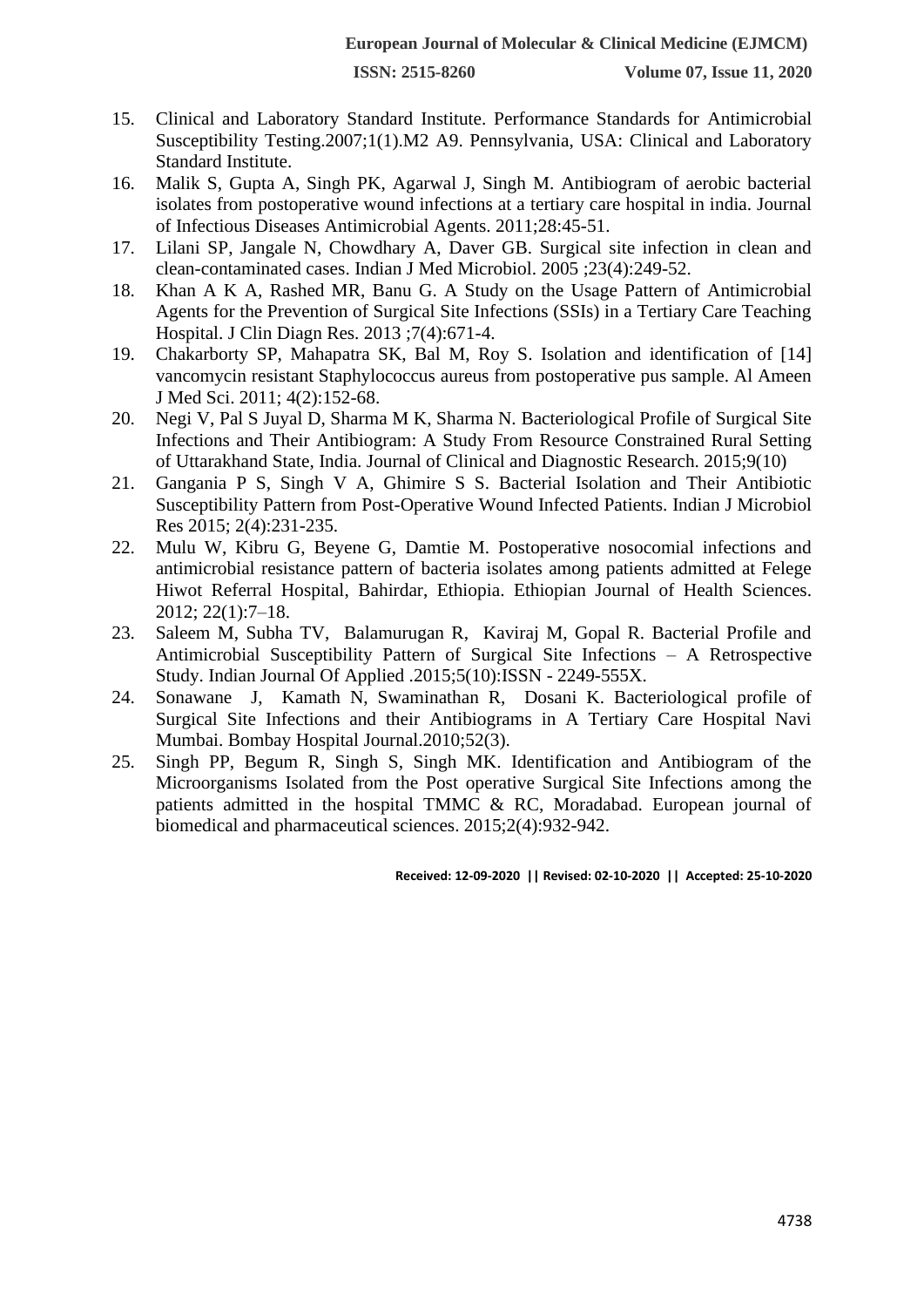15. Clinical and Laboratory Standard Institute. Performance Standards for Antimicrobial Susceptibility Testing.2007;1(1).M2 A9. Pennsylvania, USA: Clinical and Laboratory Standard Institute.
16. Malik S, Gupta A, Singh PK, Agarwal J, Singh M. Antibiogram of aerobic bacterial isolates from postoperative wound infections at a tertiary care hospital in india. Journal of Infectious Diseases Antimicrobial Agents. 2011;28:45-51.
17. Lilani SP, Jangale N, Chowdhary A, Daver GB. Surgical site infection in clean and clean-contaminated cases. Indian J Med Microbiol. 2005 ;23(4):249-52.
18. Khan A K A, Rashed MR, Banu G. A Study on the Usage Pattern of Antimicrobial Agents for the Prevention of Surgical Site Infections (SSIs) in a Tertiary Care Teaching Hospital. J Clin Diagn Res. 2013 ;7(4):671-4.
19. Chakarborty SP, Mahapatra SK, Bal M, Roy S. Isolation and identification of [14] vancomycin resistant Staphylococcus aureus from postoperative pus sample. Al Ameen J Med Sci. 2011; 4(2):152-68.
20. Negi V, Pal S Juyal D, Sharma M K, Sharma N. Bacteriological Profile of Surgical Site Infections and Their Antibiogram: A Study From Resource Constrained Rural Setting of Uttarakhand State, India. Journal of Clinical and Diagnostic Research. 2015;9(10)
21. Gangania P S, Singh V A, Ghimire S S. Bacterial Isolation and Their Antibiotic Susceptibility Pattern from Post-Operative Wound Infected Patients. Indian J Microbiol Res 2015; 2(4):231-235.
22. Mulu W, Kibru G, Beyene G, Damtie M. Postoperative nosocomial infections and antimicrobial resistance pattern of bacteria isolates among patients admitted at Felege Hiwot Referral Hospital, Bahirdar, Ethiopia. Ethiopian Journal of Health Sciences. 2012; 22(1):7–18.
23. Saleem M, Subha TV, Balamurugan R, Kaviraj M, Gopal R. Bacterial Profile and Antimicrobial Susceptibility Pattern of Surgical Site Infections – A Retrospective Study. Indian Journal Of Applied .2015;5(10):ISSN - 2249-555X.
24. Sonawane J, Kamath N, Swaminathan R, Dosani K. Bacteriological profile of Surgical Site Infections and their Antibiograms in A Tertiary Care Hospital Navi Mumbai. Bombay Hospital Journal.2010;52(3).
25. Singh PP, Begum R, Singh S, Singh MK. Identification and Antibiogram of the Microorganisms Isolated from the Post operative Surgical Site Infections among the patients admitted in the hospital TMMC & RC, Moradabad. European journal of biomedical and pharmaceutical sciences. 2015;2(4):932-942.

**Received: 12-09-2020 || Revised: 02-10-2020 || Accepted: 25-10-2020**